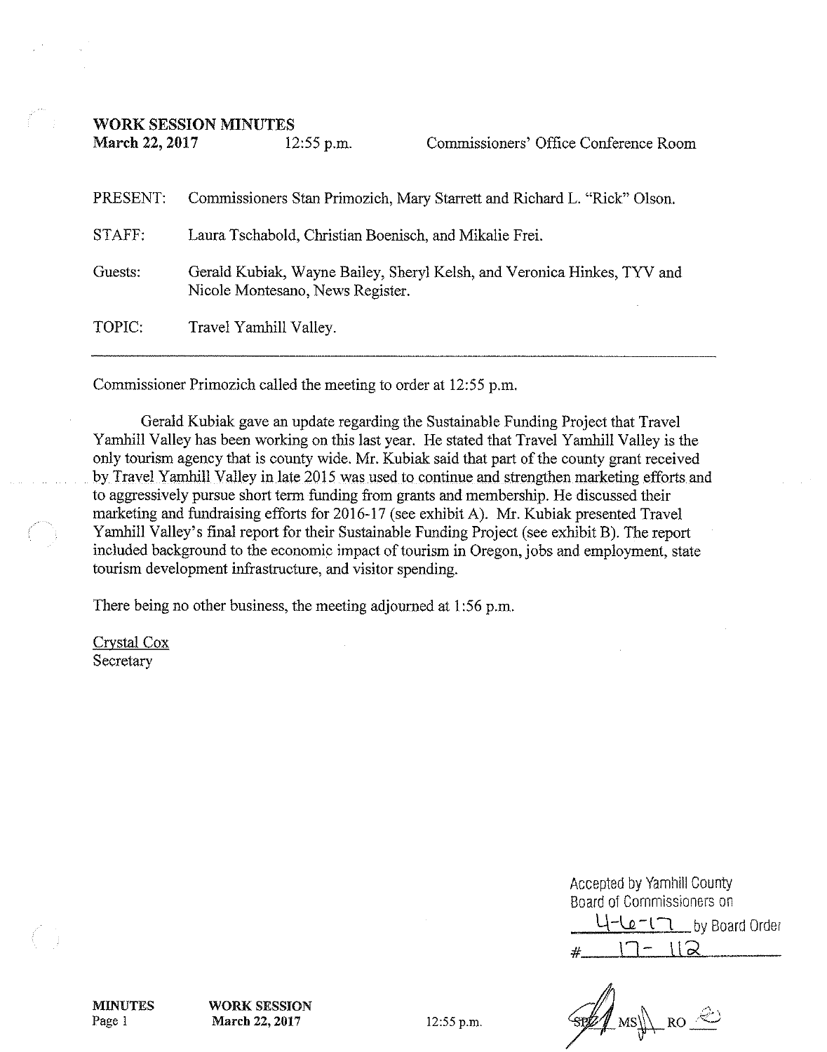**WORK SESSION MINUTES**

**March 22, 2017** 12:55 p.m. Commissioners' Office Conference Room

PRESENT: Commissioners Stan Primozich, Mary Starrett and Richard L. "Rick" Olson.

STAFF: Laura Tschabold, Christian Boenisch, and Mikalie Frei.

Guests: Gerald Kubiak, Wayne Bailey, Sheryl Kelsh, and Veronica Hinkes, TYV and Nicole Montesano, News Register.

TOPIC: Travel Yamhill Valley.

---

Commissioner Primozich called the meeting to order at 12:55 p.m.

Gerald Kubiak gave an update regarding the Sustainable Funding Project that Travel Yamhill Valley has been working on this last year. He stated that Travel Yamhill Valley is the only tourism agency that is county wide. Mr. Kubiak said that part of the county grant received by Travel Yamhill Valley in late 2015 was used to continue and strengthen marketing efforts and to aggressively pursue short term funding from grants and membership. He discussed their marketing and fundraising efforts for 2016-17 (see exhibit A). Mr. Kubiak presented Travel Yamhill Valley's final report for their Sustainable Funding Project (see exhibit B). The report included background to the economic impact of tourism in Oregon, jobs and employment, state tourism development infrastructure, and visitor spending.

There being no other business, the meeting adjourned at 1:56 p.m.

Crystal Cox
Secretary

Accepted by Yamhill County Board of Commissioners on 4-6-17 by Board Order # 17- 112

SP MS RO

**MINUTES** Page 1 **WORK SESSION March 22, 2017** 12:55 p.m.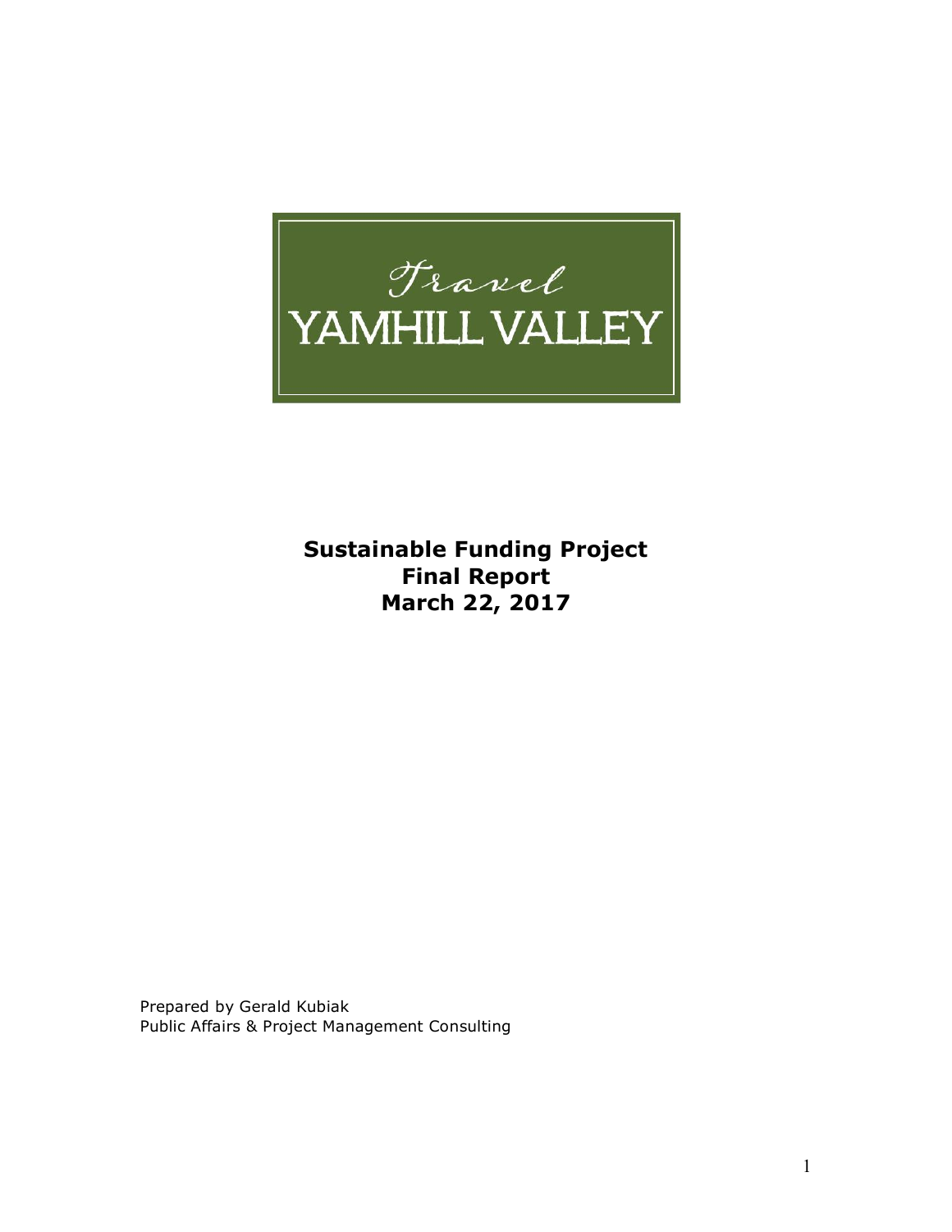Travel
YAMHILL VALLEY

**Sustainable Funding Project**
**Final Report**
**March 22, 2017**

Prepared by Gerald Kubiak
Public Affairs & Project Management Consulting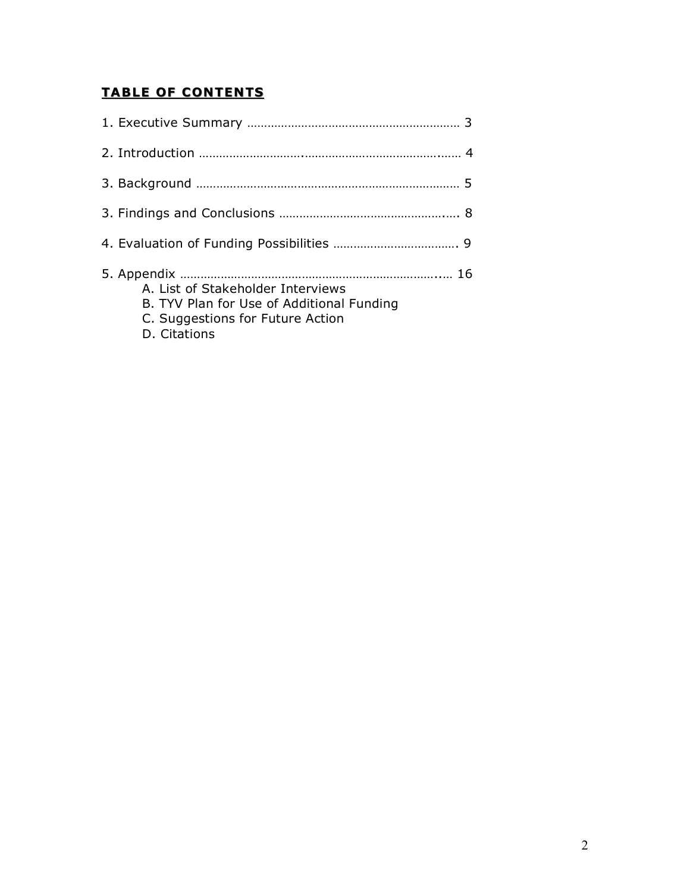## TABLE OF CONTENTS

1. Executive Summary ........................................................ 3

2. Introduction ........................................................ 4

3. Background ........................................................ 5

3. Findings and Conclusions ........................................................ 8

4. Evaluation of Funding Possibilities ........................................ 9

5. Appendix ........................................................ 16
   - A. List of Stakeholder Interviews
   - B. TYV Plan for Use of Additional Funding
   - C. Suggestions for Future Action
   - D. Citations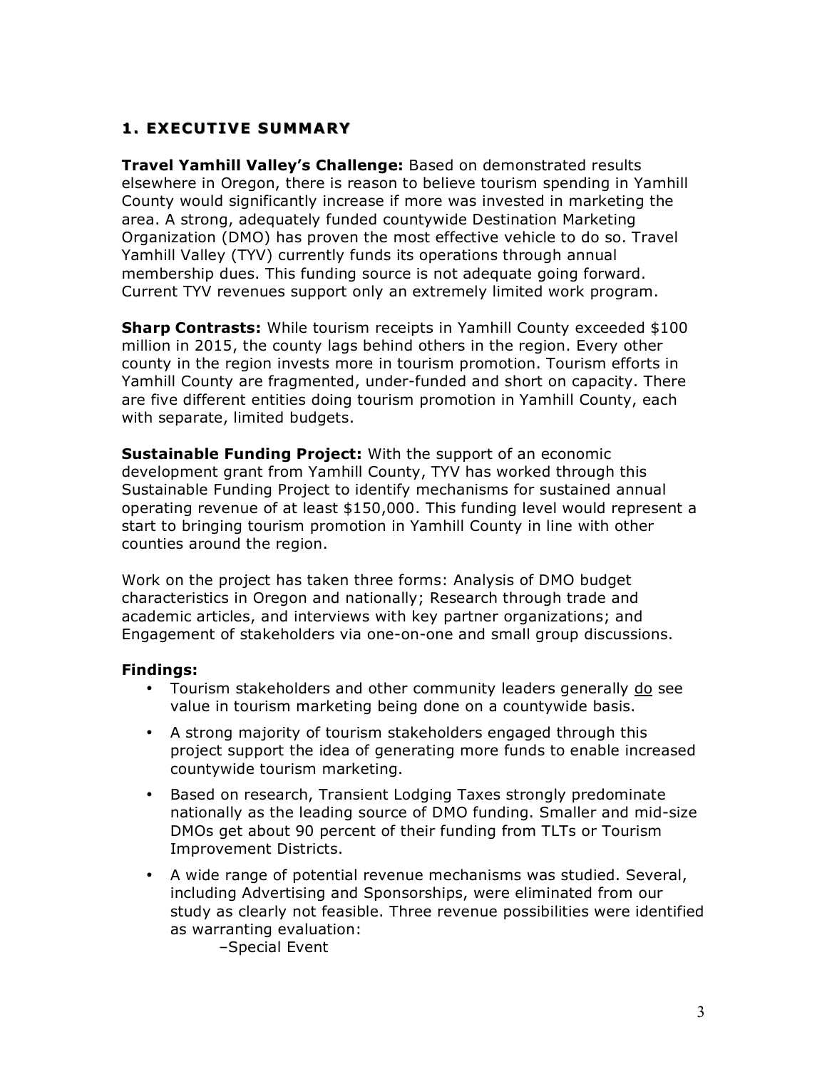## 1. EXECUTIVE SUMMARY

**Travel Yamhill Valley's Challenge:** Based on demonstrated results elsewhere in Oregon, there is reason to believe tourism spending in Yamhill County would significantly increase if more was invested in marketing the area. A strong, adequately funded countywide Destination Marketing Organization (DMO) has proven the most effective vehicle to do so. Travel Yamhill Valley (TYV) currently funds its operations through annual membership dues. This funding source is not adequate going forward. Current TYV revenues support only an extremely limited work program.

**Sharp Contrasts:** While tourism receipts in Yamhill County exceeded $100 million in 2015, the county lags behind others in the region. Every other county in the region invests more in tourism promotion. Tourism efforts in Yamhill County are fragmented, under-funded and short on capacity. There are five different entities doing tourism promotion in Yamhill County, each with separate, limited budgets.

**Sustainable Funding Project:** With the support of an economic development grant from Yamhill County, TYV has worked through this Sustainable Funding Project to identify mechanisms for sustained annual operating revenue of at least $150,000. This funding level would represent a start to bringing tourism promotion in Yamhill County in line with other counties around the region.

Work on the project has taken three forms: Analysis of DMO budget characteristics in Oregon and nationally; Research through trade and academic articles, and interviews with key partner organizations; and Engagement of stakeholders via one-on-one and small group discussions.

**Findings:**

- Tourism stakeholders and other community leaders generally <u>do</u> see value in tourism marketing being done on a countywide basis.
- A strong majority of tourism stakeholders engaged through this project support the idea of generating more funds to enable increased countywide tourism marketing.
- Based on research, Transient Lodging Taxes strongly predominate nationally as the leading source of DMO funding. Smaller and mid-size DMOs get about 90 percent of their funding from TLTs or Tourism Improvement Districts.
- A wide range of potential revenue mechanisms was studied. Several, including Advertising and Sponsorships, were eliminated from our study as clearly not feasible. Three revenue possibilities were identified as warranting evaluation:
  –Special Event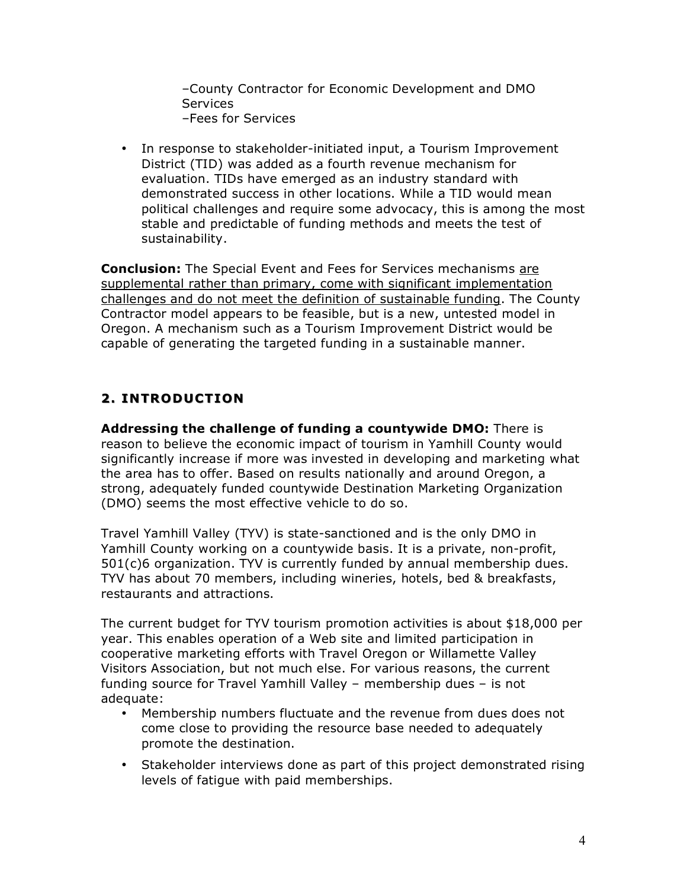–County Contractor for Economic Development and DMO Services
–Fees for Services

- In response to stakeholder-initiated input, a Tourism Improvement District (TID) was added as a fourth revenue mechanism for evaluation. TIDs have emerged as an industry standard with demonstrated success in other locations. While a TID would mean political challenges and require some advocacy, this is among the most stable and predictable of funding methods and meets the test of sustainability.

**Conclusion:** The Special Event and Fees for Services mechanisms <u>are supplemental rather than primary, come with significant implementation challenges and do not meet the definition of sustainable funding</u>. The County Contractor model appears to be feasible, but is a new, untested model in Oregon. A mechanism such as a Tourism Improvement District would be capable of generating the targeted funding in a sustainable manner.

## 2. INTRODUCTION

**Addressing the challenge of funding a countywide DMO:** There is reason to believe the economic impact of tourism in Yamhill County would significantly increase if more was invested in developing and marketing what the area has to offer. Based on results nationally and around Oregon, a strong, adequately funded countywide Destination Marketing Organization (DMO) seems the most effective vehicle to do so.

Travel Yamhill Valley (TYV) is state-sanctioned and is the only DMO in Yamhill County working on a countywide basis. It is a private, non-profit, 501(c)6 organization. TYV is currently funded by annual membership dues. TYV has about 70 members, including wineries, hotels, bed & breakfasts, restaurants and attractions.

The current budget for TYV tourism promotion activities is about $18,000 per year. This enables operation of a Web site and limited participation in cooperative marketing efforts with Travel Oregon or Willamette Valley Visitors Association, but not much else. For various reasons, the current funding source for Travel Yamhill Valley – membership dues – is not adequate:

- Membership numbers fluctuate and the revenue from dues does not come close to providing the resource base needed to adequately promote the destination.
- Stakeholder interviews done as part of this project demonstrated rising levels of fatigue with paid memberships.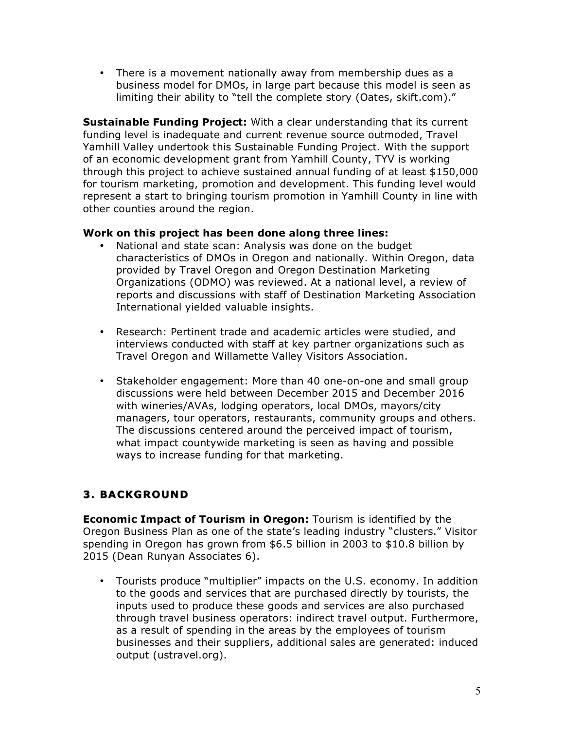- There is a movement nationally away from membership dues as a business model for DMOs, in large part because this model is seen as limiting their ability to "tell the complete story (Oates, skift.com)."

**Sustainable Funding Project:** With a clear understanding that its current funding level is inadequate and current revenue source outmoded, Travel Yamhill Valley undertook this Sustainable Funding Project. With the support of an economic development grant from Yamhill County, TYV is working through this project to achieve sustained annual funding of at least $150,000 for tourism marketing, promotion and development. This funding level would represent a start to bringing tourism promotion in Yamhill County in line with other counties around the region.

**Work on this project has been done along three lines:**

- National and state scan: Analysis was done on the budget characteristics of DMOs in Oregon and nationally. Within Oregon, data provided by Travel Oregon and Oregon Destination Marketing Organizations (ODMO) was reviewed. At a national level, a review of reports and discussions with staff of Destination Marketing Association International yielded valuable insights.

- Research: Pertinent trade and academic articles were studied, and interviews conducted with staff at key partner organizations such as Travel Oregon and Willamette Valley Visitors Association.

- Stakeholder engagement: More than 40 one-on-one and small group discussions were held between December 2015 and December 2016 with wineries/AVAs, lodging operators, local DMOs, mayors/city managers, tour operators, restaurants, community groups and others. The discussions centered around the perceived impact of tourism, what impact countywide marketing is seen as having and possible ways to increase funding for that marketing.

## 3. BACKGROUND

**Economic Impact of Tourism in Oregon:** Tourism is identified by the Oregon Business Plan as one of the state's leading industry "clusters." Visitor spending in Oregon has grown from $6.5 billion in 2003 to $10.8 billion by 2015 (Dean Runyan Associates 6).

- Tourists produce "multiplier" impacts on the U.S. economy. In addition to the goods and services that are purchased directly by tourists, the inputs used to produce these goods and services are also purchased through travel business operators: indirect travel output. Furthermore, as a result of spending in the areas by the employees of tourism businesses and their suppliers, additional sales are generated: induced output (ustravel.org).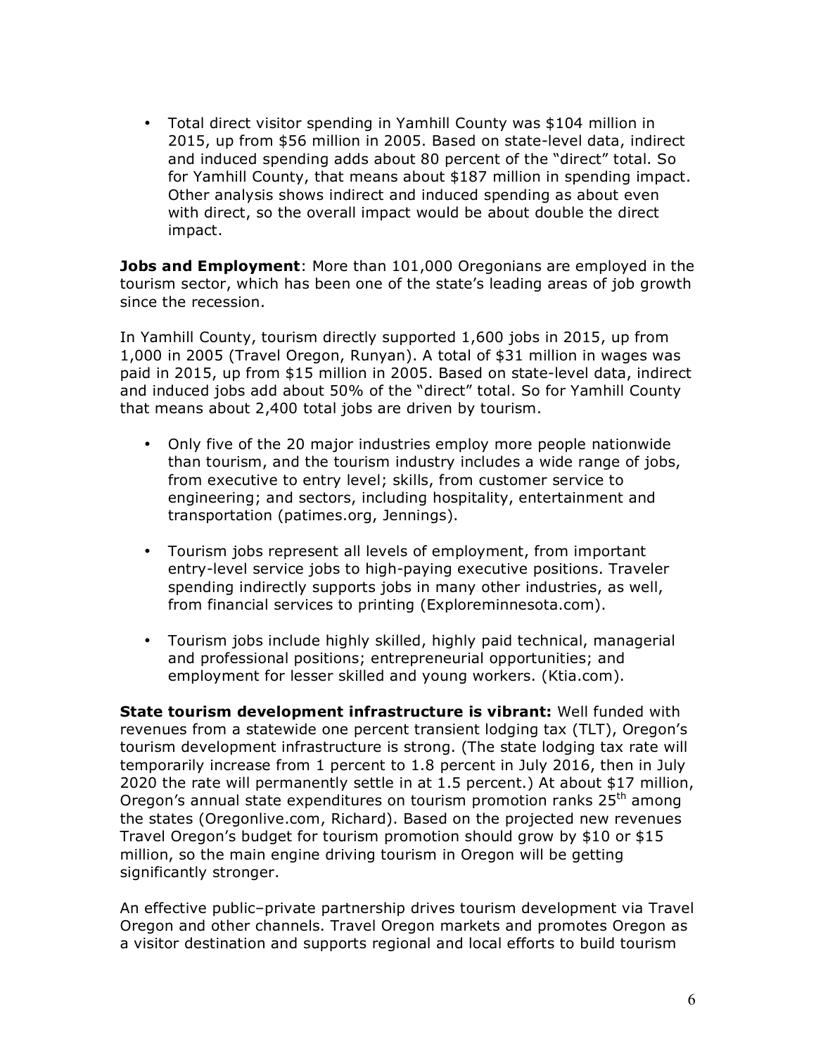- Total direct visitor spending in Yamhill County was $104 million in 2015, up from $56 million in 2005. Based on state-level data, indirect and induced spending adds about 80 percent of the "direct" total. So for Yamhill County, that means about $187 million in spending impact. Other analysis shows indirect and induced spending as about even with direct, so the overall impact would be about double the direct impact.

**Jobs and Employment**: More than 101,000 Oregonians are employed in the tourism sector, which has been one of the state's leading areas of job growth since the recession.

In Yamhill County, tourism directly supported 1,600 jobs in 2015, up from 1,000 in 2005 (Travel Oregon, Runyan). A total of $31 million in wages was paid in 2015, up from $15 million in 2005. Based on state-level data, indirect and induced jobs add about 50% of the "direct" total. So for Yamhill County that means about 2,400 total jobs are driven by tourism.

- Only five of the 20 major industries employ more people nationwide than tourism, and the tourism industry includes a wide range of jobs, from executive to entry level; skills, from customer service to engineering; and sectors, including hospitality, entertainment and transportation (patimes.org, Jennings).

- Tourism jobs represent all levels of employment, from important entry-level service jobs to high-paying executive positions. Traveler spending indirectly supports jobs in many other industries, as well, from financial services to printing (Exploreminnesota.com).

- Tourism jobs include highly skilled, highly paid technical, managerial and professional positions; entrepreneurial opportunities; and employment for lesser skilled and young workers. (Ktia.com).

**State tourism development infrastructure is vibrant:** Well funded with revenues from a statewide one percent transient lodging tax (TLT), Oregon's tourism development infrastructure is strong. (The state lodging tax rate will temporarily increase from 1 percent to 1.8 percent in July 2016, then in July 2020 the rate will permanently settle in at 1.5 percent.) At about $17 million, Oregon's annual state expenditures on tourism promotion ranks 25th among the states (Oregonlive.com, Richard). Based on the projected new revenues Travel Oregon's budget for tourism promotion should grow by $10 or $15 million, so the main engine driving tourism in Oregon will be getting significantly stronger.

An effective public–private partnership drives tourism development via Travel Oregon and other channels. Travel Oregon markets and promotes Oregon as a visitor destination and supports regional and local efforts to build tourism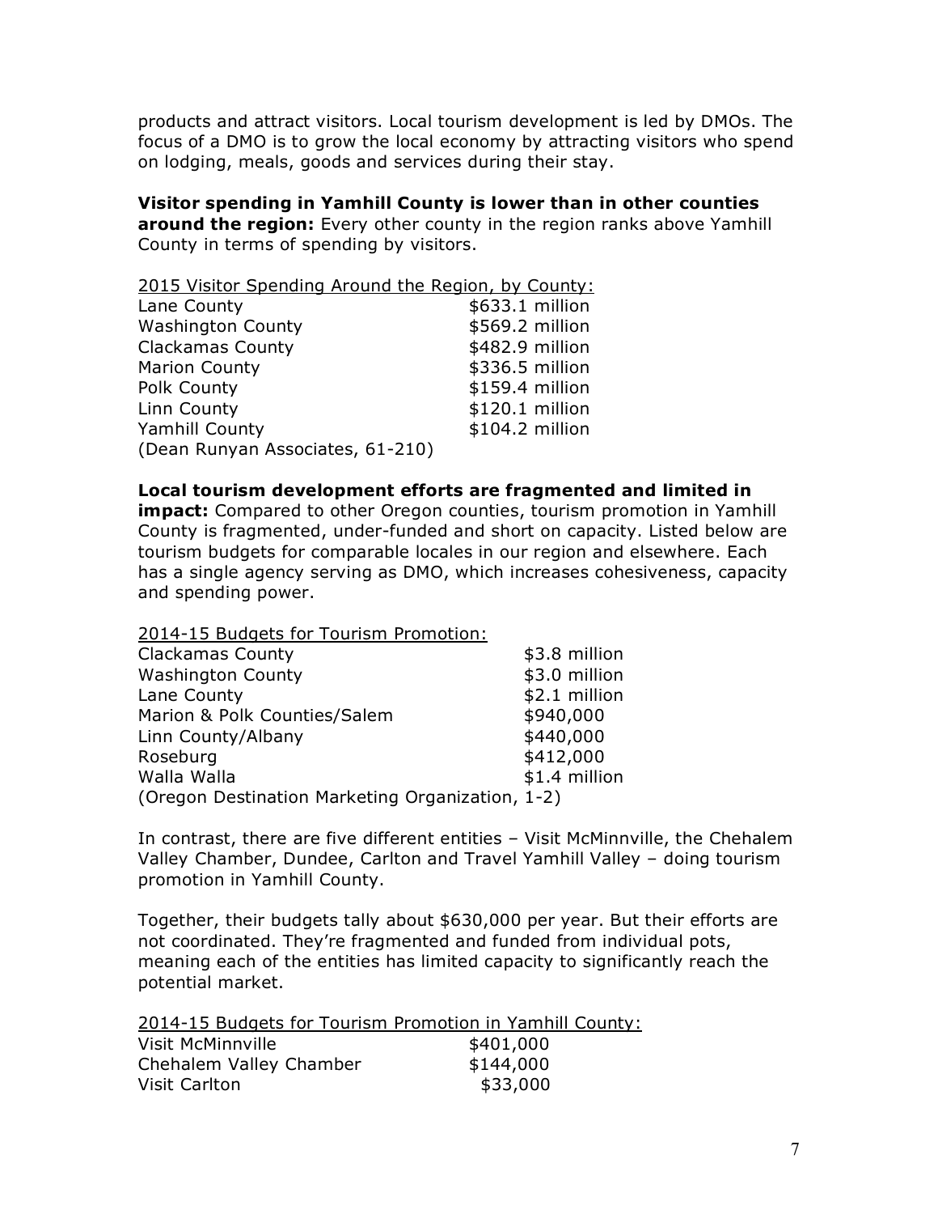products and attract visitors. Local tourism development is led by DMOs. The focus of a DMO is to grow the local economy by attracting visitors who spend on lodging, meals, goods and services during their stay.

**Visitor spending in Yamhill County is lower than in other counties around the region:** Every other county in the region ranks above Yamhill County in terms of spending by visitors.

<u>2015 Visitor Spending Around the Region, by County:</u>

| | |
|---|---|
| Lane County | $633.1 million |
| Washington County | $569.2 million |
| Clackamas County | $482.9 million |
| Marion County | $336.5 million |
| Polk County | $159.4 million |
| Linn County | $120.1 million |
| Yamhill County | $104.2 million |

(Dean Runyan Associates, 61-210)

**Local tourism development efforts are fragmented and limited in impact:** Compared to other Oregon counties, tourism promotion in Yamhill County is fragmented, under-funded and short on capacity. Listed below are tourism budgets for comparable locales in our region and elsewhere. Each has a single agency serving as DMO, which increases cohesiveness, capacity and spending power.

<u>2014-15 Budgets for Tourism Promotion:</u>

| | |
|---|---|
| Clackamas County | $3.8 million |
| Washington County | $3.0 million |
| Lane County | $2.1 million |
| Marion & Polk Counties/Salem | $940,000 |
| Linn County/Albany | $440,000 |
| Roseburg | $412,000 |
| Walla Walla | $1.4 million |

(Oregon Destination Marketing Organization, 1-2)

In contrast, there are five different entities – Visit McMinnville, the Chehalem Valley Chamber, Dundee, Carlton and Travel Yamhill Valley – doing tourism promotion in Yamhill County.

Together, their budgets tally about $630,000 per year. But their efforts are not coordinated. They're fragmented and funded from individual pots, meaning each of the entities has limited capacity to significantly reach the potential market.

<u>2014-15 Budgets for Tourism Promotion in Yamhill County:</u>

| | |
|---|---|
| Visit McMinnville | $401,000 |
| Chehalem Valley Chamber | $144,000 |
| Visit Carlton | $33,000 |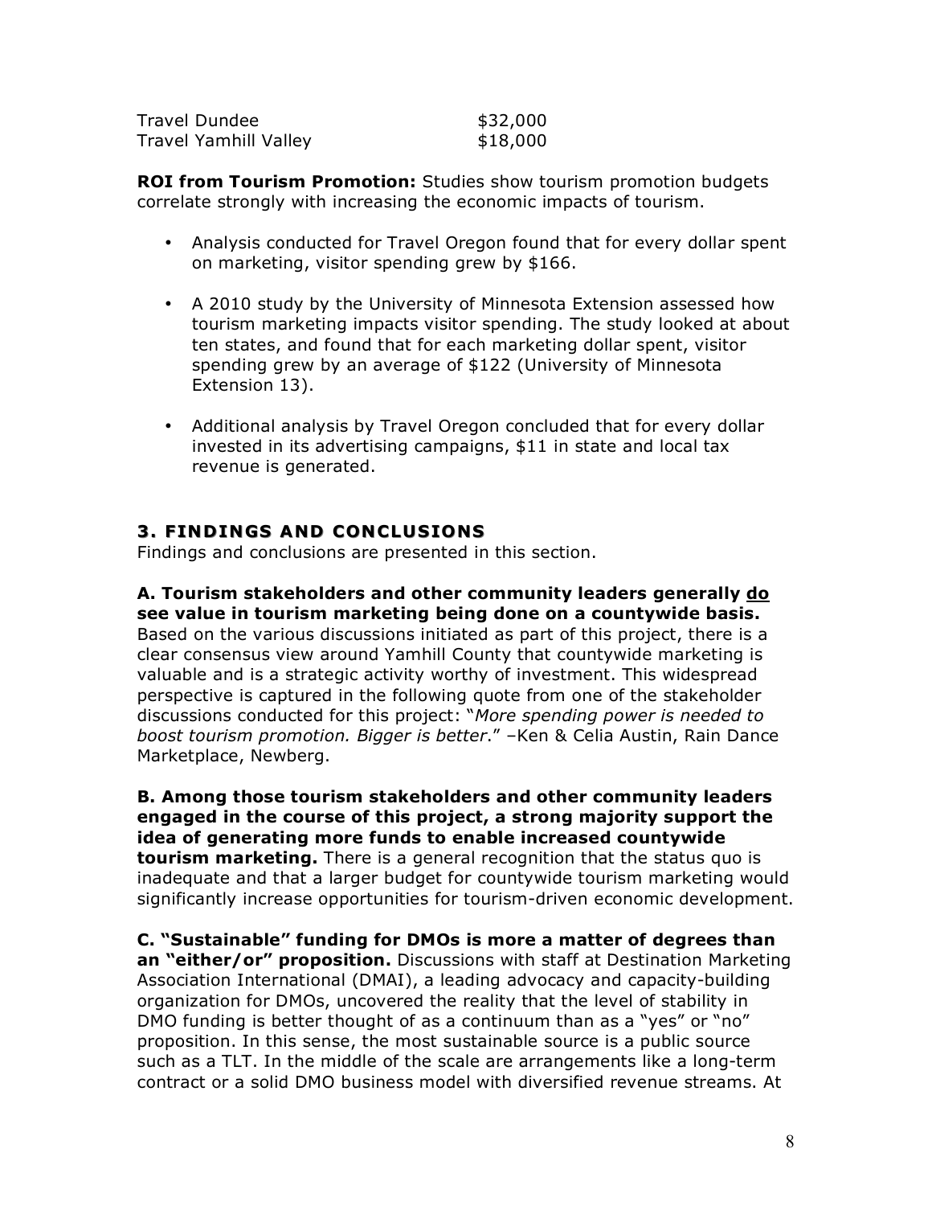| | |
|---|---|
| Travel Dundee | $32,000 |
| Travel Yamhill Valley | $18,000 |

**ROI from Tourism Promotion:** Studies show tourism promotion budgets correlate strongly with increasing the economic impacts of tourism.

- Analysis conducted for Travel Oregon found that for every dollar spent on marketing, visitor spending grew by $166.
- A 2010 study by the University of Minnesota Extension assessed how tourism marketing impacts visitor spending. The study looked at about ten states, and found that for each marketing dollar spent, visitor spending grew by an average of $122 (University of Minnesota Extension 13).
- Additional analysis by Travel Oregon concluded that for every dollar invested in its advertising campaigns, $11 in state and local tax revenue is generated.

## 3. FINDINGS AND CONCLUSIONS

Findings and conclusions are presented in this section.

**A. Tourism stakeholders and other community leaders generally <u>do</u> see value in tourism marketing being done on a countywide basis.** Based on the various discussions initiated as part of this project, there is a clear consensus view around Yamhill County that countywide marketing is valuable and is a strategic activity worthy of investment. This widespread perspective is captured in the following quote from one of the stakeholder discussions conducted for this project: "*More spending power is needed to boost tourism promotion. Bigger is better*." –Ken & Celia Austin, Rain Dance Marketplace, Newberg.

**B. Among those tourism stakeholders and other community leaders engaged in the course of this project, a strong majority support the idea of generating more funds to enable increased countywide tourism marketing.** There is a general recognition that the status quo is inadequate and that a larger budget for countywide tourism marketing would significantly increase opportunities for tourism-driven economic development.

**C. "Sustainable" funding for DMOs is more a matter of degrees than an "either/or" proposition.** Discussions with staff at Destination Marketing Association International (DMAI), a leading advocacy and capacity-building organization for DMOs, uncovered the reality that the level of stability in DMO funding is better thought of as a continuum than as a "yes" or "no" proposition. In this sense, the most sustainable source is a public source such as a TLT. In the middle of the scale are arrangements like a long-term contract or a solid DMO business model with diversified revenue streams. At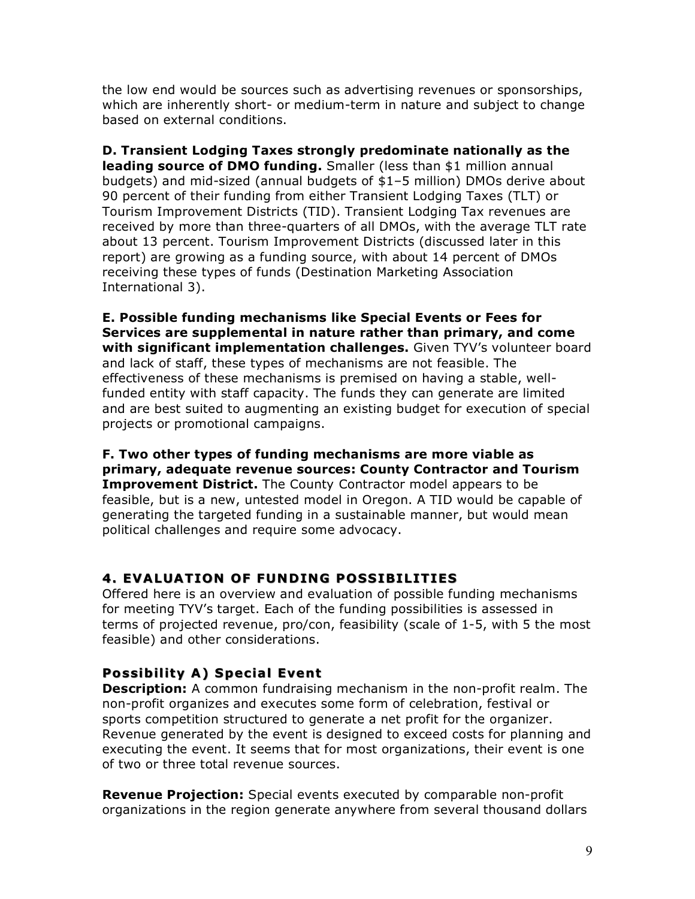the low end would be sources such as advertising revenues or sponsorships, which are inherently short- or medium-term in nature and subject to change based on external conditions.

**D. Transient Lodging Taxes strongly predominate nationally as the leading source of DMO funding.** Smaller (less than $1 million annual budgets) and mid-sized (annual budgets of $1–5 million) DMOs derive about 90 percent of their funding from either Transient Lodging Taxes (TLT) or Tourism Improvement Districts (TID). Transient Lodging Tax revenues are received by more than three-quarters of all DMOs, with the average TLT rate about 13 percent. Tourism Improvement Districts (discussed later in this report) are growing as a funding source, with about 14 percent of DMOs receiving these types of funds (Destination Marketing Association International 3).

**E. Possible funding mechanisms like Special Events or Fees for Services are supplemental in nature rather than primary, and come with significant implementation challenges.** Given TYV's volunteer board and lack of staff, these types of mechanisms are not feasible. The effectiveness of these mechanisms is premised on having a stable, well-funded entity with staff capacity. The funds they can generate are limited and are best suited to augmenting an existing budget for execution of special projects or promotional campaigns.

**F. Two other types of funding mechanisms are more viable as primary, adequate revenue sources: County Contractor and Tourism Improvement District.** The County Contractor model appears to be feasible, but is a new, untested model in Oregon. A TID would be capable of generating the targeted funding in a sustainable manner, but would mean political challenges and require some advocacy.

## 4. EVALUATION OF FUNDING POSSIBILITIES

Offered here is an overview and evaluation of possible funding mechanisms for meeting TYV's target. Each of the funding possibilities is assessed in terms of projected revenue, pro/con, feasibility (scale of 1-5, with 5 the most feasible) and other considerations.

### Possibility A) Special Event

**Description:** A common fundraising mechanism in the non-profit realm. The non-profit organizes and executes some form of celebration, festival or sports competition structured to generate a net profit for the organizer. Revenue generated by the event is designed to exceed costs for planning and executing the event. It seems that for most organizations, their event is one of two or three total revenue sources.

**Revenue Projection:** Special events executed by comparable non-profit organizations in the region generate anywhere from several thousand dollars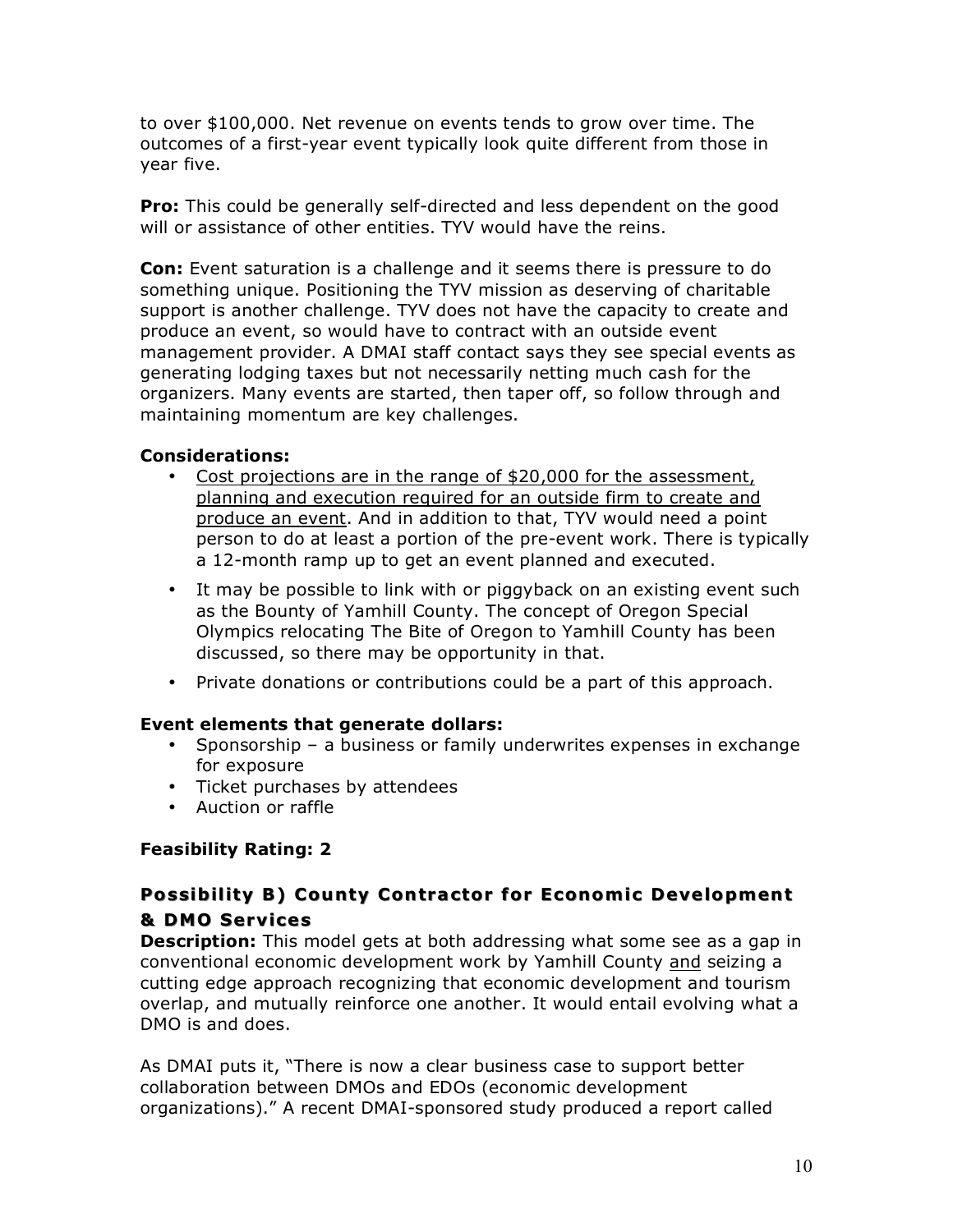to over $100,000. Net revenue on events tends to grow over time. The outcomes of a first-year event typically look quite different from those in year five.

**Pro:** This could be generally self-directed and less dependent on the good will or assistance of other entities. TYV would have the reins.

**Con:** Event saturation is a challenge and it seems there is pressure to do something unique. Positioning the TYV mission as deserving of charitable support is another challenge. TYV does not have the capacity to create and produce an event, so would have to contract with an outside event management provider. A DMAI staff contact says they see special events as generating lodging taxes but not necessarily netting much cash for the organizers. Many events are started, then taper off, so follow through and maintaining momentum are key challenges.

**Considerations:**

- <u>Cost projections are in the range of $20,000 for the assessment, planning and execution required for an outside firm to create and produce an event</u>. And in addition to that, TYV would need a point person to do at least a portion of the pre-event work. There is typically a 12-month ramp up to get an event planned and executed.
- It may be possible to link with or piggyback on an existing event such as the Bounty of Yamhill County. The concept of Oregon Special Olympics relocating The Bite of Oregon to Yamhill County has been discussed, so there may be opportunity in that.
- Private donations or contributions could be a part of this approach.

**Event elements that generate dollars:**

- Sponsorship – a business or family underwrites expenses in exchange for exposure
- Ticket purchases by attendees
- Auction or raffle

**Feasibility Rating: 2**

### Possibility B) County Contractor for Economic Development & DMO Services

**Description:** This model gets at both addressing what some see as a gap in conventional economic development work by Yamhill County <u>and</u> seizing a cutting edge approach recognizing that economic development and tourism overlap, and mutually reinforce one another. It would entail evolving what a DMO is and does.

As DMAI puts it, "There is now a clear business case to support better collaboration between DMOs and EDOs (economic development organizations)." A recent DMAI-sponsored study produced a report called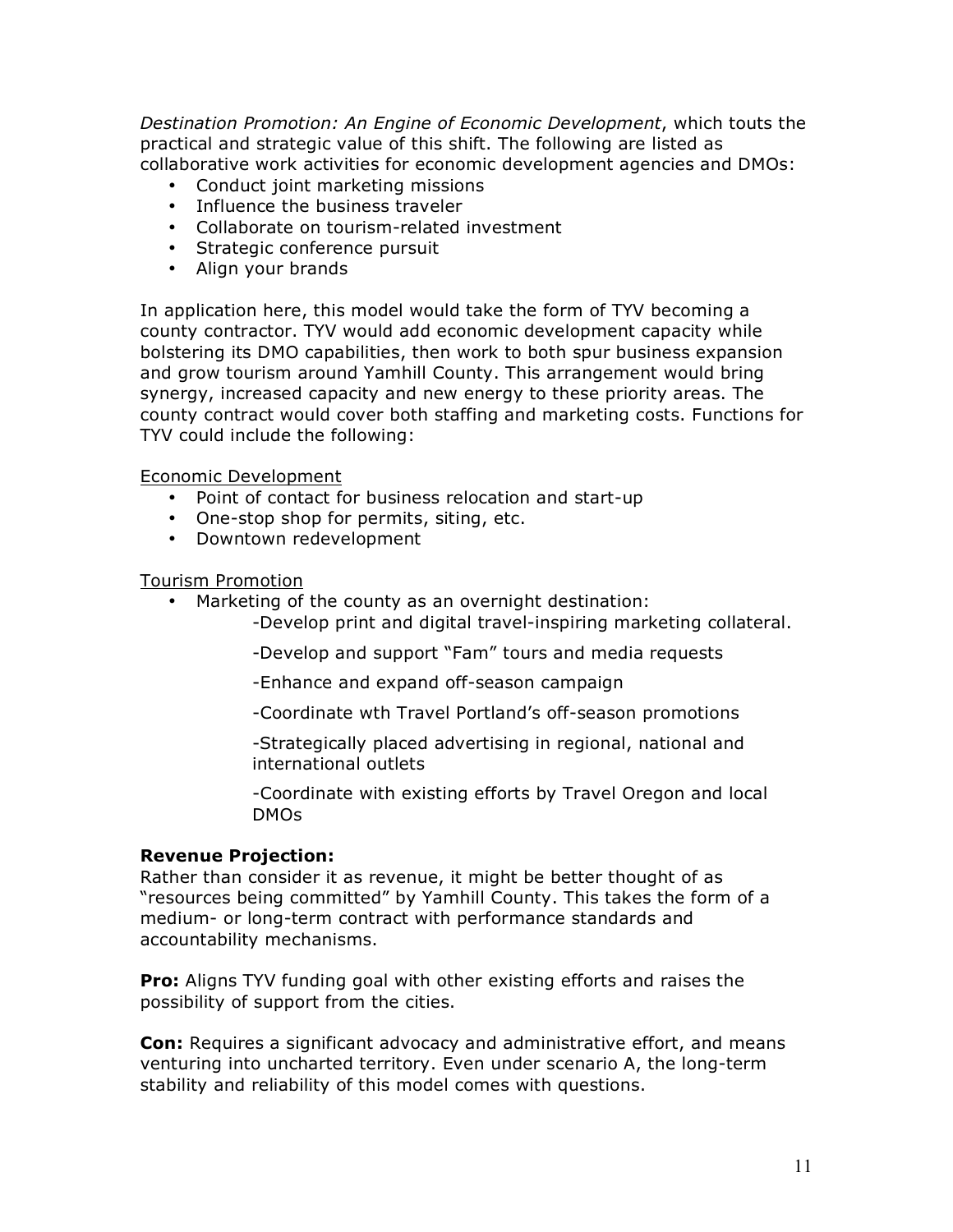*Destination Promotion: An Engine of Economic Development*, which touts the practical and strategic value of this shift. The following are listed as collaborative work activities for economic development agencies and DMOs:

- Conduct joint marketing missions
- Influence the business traveler
- Collaborate on tourism-related investment
- Strategic conference pursuit
- Align your brands

In application here, this model would take the form of TYV becoming a county contractor. TYV would add economic development capacity while bolstering its DMO capabilities, then work to both spur business expansion and grow tourism around Yamhill County. This arrangement would bring synergy, increased capacity and new energy to these priority areas. The county contract would cover both staffing and marketing costs. Functions for TYV could include the following:

<u>Economic Development</u>

- Point of contact for business relocation and start-up
- One-stop shop for permits, siting, etc.
- Downtown redevelopment

<u>Tourism Promotion</u>

- Marketing of the county as an overnight destination:
  - -Develop print and digital travel-inspiring marketing collateral.
  - -Develop and support "Fam" tours and media requests
  - -Enhance and expand off-season campaign
  - -Coordinate wth Travel Portland's off-season promotions
  - -Strategically placed advertising in regional, national and international outlets
  - -Coordinate with existing efforts by Travel Oregon and local DMOs

**Revenue Projection:**
Rather than consider it as revenue, it might be better thought of as "resources being committed" by Yamhill County. This takes the form of a medium- or long-term contract with performance standards and accountability mechanisms.

**Pro:** Aligns TYV funding goal with other existing efforts and raises the possibility of support from the cities.

**Con:** Requires a significant advocacy and administrative effort, and means venturing into uncharted territory. Even under scenario A, the long-term stability and reliability of this model comes with questions.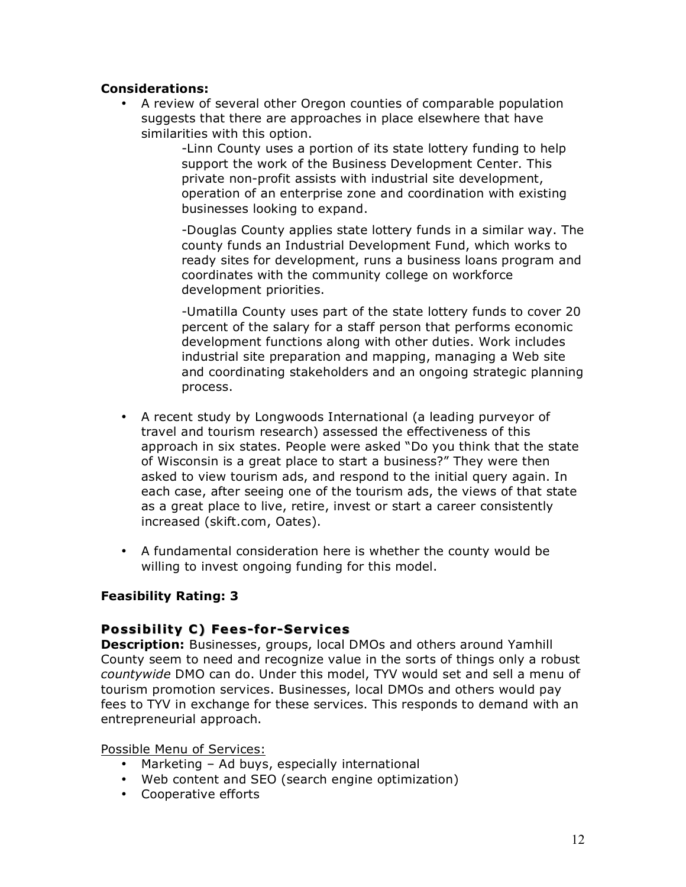**Considerations:**

- A review of several other Oregon counties of comparable population suggests that there are approaches in place elsewhere that have similarities with this option.

  -Linn County uses a portion of its state lottery funding to help support the work of the Business Development Center. This private non-profit assists with industrial site development, operation of an enterprise zone and coordination with existing businesses looking to expand.

  -Douglas County applies state lottery funds in a similar way. The county funds an Industrial Development Fund, which works to ready sites for development, runs a business loans program and coordinates with the community college on workforce development priorities.

  -Umatilla County uses part of the state lottery funds to cover 20 percent of the salary for a staff person that performs economic development functions along with other duties. Work includes industrial site preparation and mapping, managing a Web site and coordinating stakeholders and an ongoing strategic planning process.

- A recent study by Longwoods International (a leading purveyor of travel and tourism research) assessed the effectiveness of this approach in six states. People were asked "Do you think that the state of Wisconsin is a great place to start a business?" They were then asked to view tourism ads, and respond to the initial query again. In each case, after seeing one of the tourism ads, the views of that state as a great place to live, retire, invest or start a career consistently increased (skift.com, Oates).

- A fundamental consideration here is whether the county would be willing to invest ongoing funding for this model.

**Feasibility Rating: 3**

### Possibility C) Fees-for-Services

**Description:** Businesses, groups, local DMOs and others around Yamhill County seem to need and recognize value in the sorts of things only a robust *countywide* DMO can do. Under this model, TYV would set and sell a menu of tourism promotion services. Businesses, local DMOs and others would pay fees to TYV in exchange for these services. This responds to demand with an entrepreneurial approach.

<u>Possible Menu of Services:</u>

- Marketing – Ad buys, especially international
- Web content and SEO (search engine optimization)
- Cooperative efforts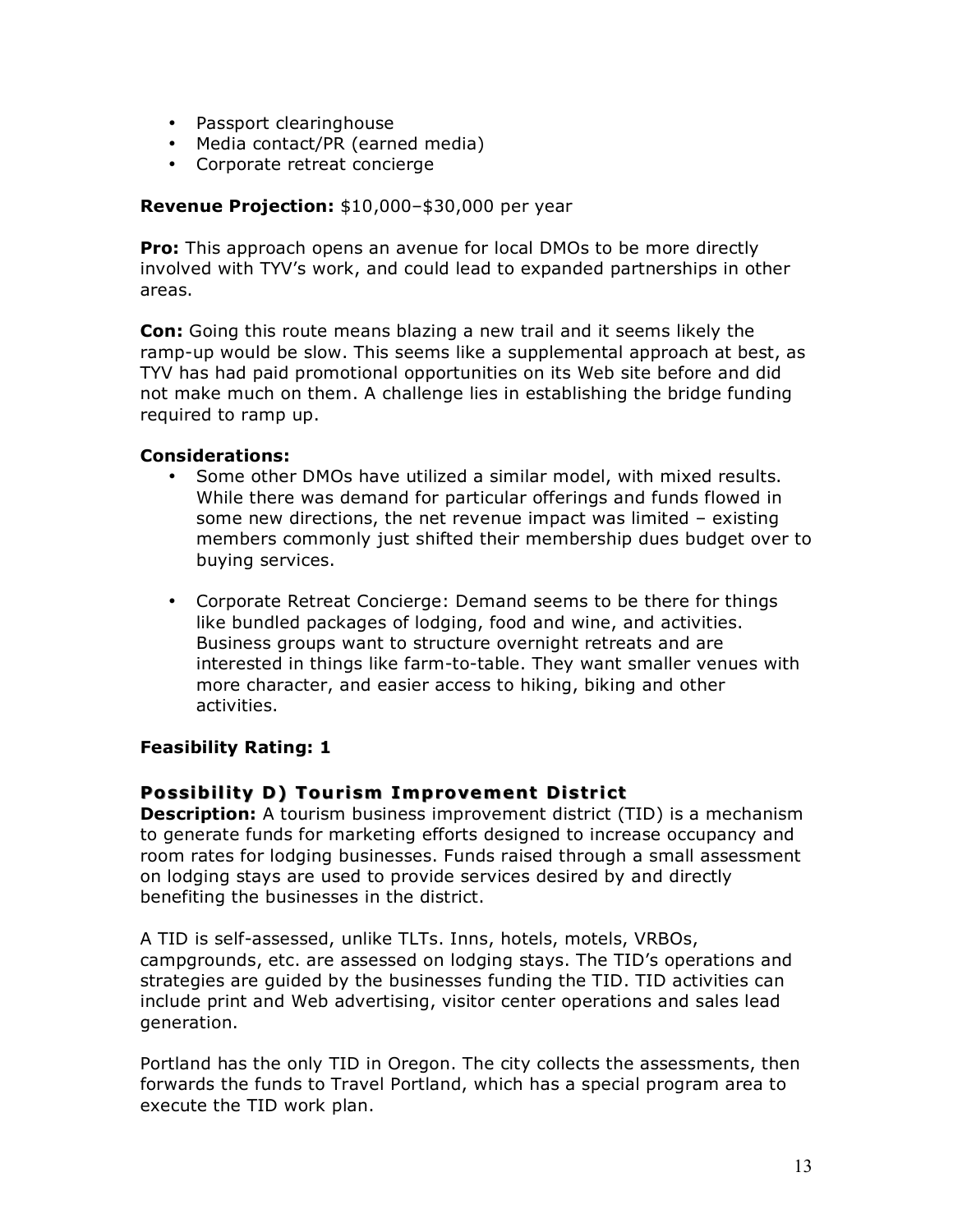- Passport clearinghouse
- Media contact/PR (earned media)
- Corporate retreat concierge

**Revenue Projection:** $10,000–$30,000 per year

**Pro:** This approach opens an avenue for local DMOs to be more directly involved with TYV's work, and could lead to expanded partnerships in other areas.

**Con:** Going this route means blazing a new trail and it seems likely the ramp-up would be slow. This seems like a supplemental approach at best, as TYV has had paid promotional opportunities on its Web site before and did not make much on them. A challenge lies in establishing the bridge funding required to ramp up.

**Considerations:**

- Some other DMOs have utilized a similar model, with mixed results. While there was demand for particular offerings and funds flowed in some new directions, the net revenue impact was limited – existing members commonly just shifted their membership dues budget over to buying services.
- Corporate Retreat Concierge: Demand seems to be there for things like bundled packages of lodging, food and wine, and activities. Business groups want to structure overnight retreats and are interested in things like farm-to-table. They want smaller venues with more character, and easier access to hiking, biking and other activities.

**Feasibility Rating: 1**

### Possibility D) Tourism Improvement District

**Description:** A tourism business improvement district (TID) is a mechanism to generate funds for marketing efforts designed to increase occupancy and room rates for lodging businesses. Funds raised through a small assessment on lodging stays are used to provide services desired by and directly benefiting the businesses in the district.

A TID is self-assessed, unlike TLTs. Inns, hotels, motels, VRBOs, campgrounds, etc. are assessed on lodging stays. The TID's operations and strategies are guided by the businesses funding the TID. TID activities can include print and Web advertising, visitor center operations and sales lead generation.

Portland has the only TID in Oregon. The city collects the assessments, then forwards the funds to Travel Portland, which has a special program area to execute the TID work plan.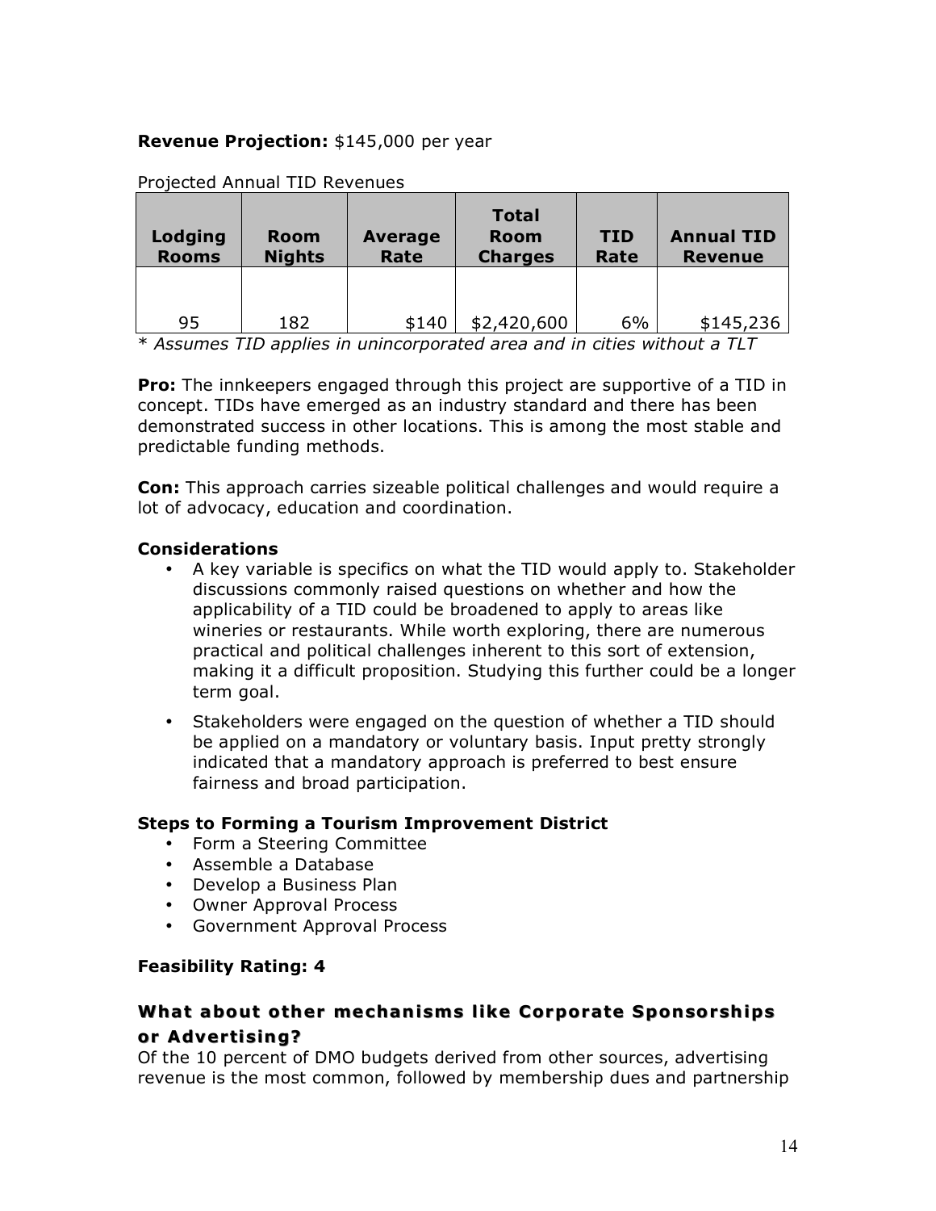**Revenue Projection:** $145,000 per year

Projected Annual TID Revenues

| Lodging Rooms | Room Nights | Average Rate | Total Room Charges | TID Rate | Annual TID Revenue |
|---|---|---|---|---|---|
| 95 | 182 | $140 | $2,420,600 | 6% | $145,236 |

*\* Assumes TID applies in unincorporated area and in cities without a TLT*

**Pro:** The innkeepers engaged through this project are supportive of a TID in concept. TIDs have emerged as an industry standard and there has been demonstrated success in other locations. This is among the most stable and predictable funding methods.

**Con:** This approach carries sizeable political challenges and would require a lot of advocacy, education and coordination.

**Considerations**

- A key variable is specifics on what the TID would apply to. Stakeholder discussions commonly raised questions on whether and how the applicability of a TID could be broadened to apply to areas like wineries or restaurants. While worth exploring, there are numerous practical and political challenges inherent to this sort of extension, making it a difficult proposition. Studying this further could be a longer term goal.
- Stakeholders were engaged on the question of whether a TID should be applied on a mandatory or voluntary basis. Input pretty strongly indicated that a mandatory approach is preferred to best ensure fairness and broad participation.

**Steps to Forming a Tourism Improvement District**

- Form a Steering Committee
- Assemble a Database
- Develop a Business Plan
- Owner Approval Process
- Government Approval Process

**Feasibility Rating: 4**

## What about other mechanisms like Corporate Sponsorships or Advertising?

Of the 10 percent of DMO budgets derived from other sources, advertising revenue is the most common, followed by membership dues and partnership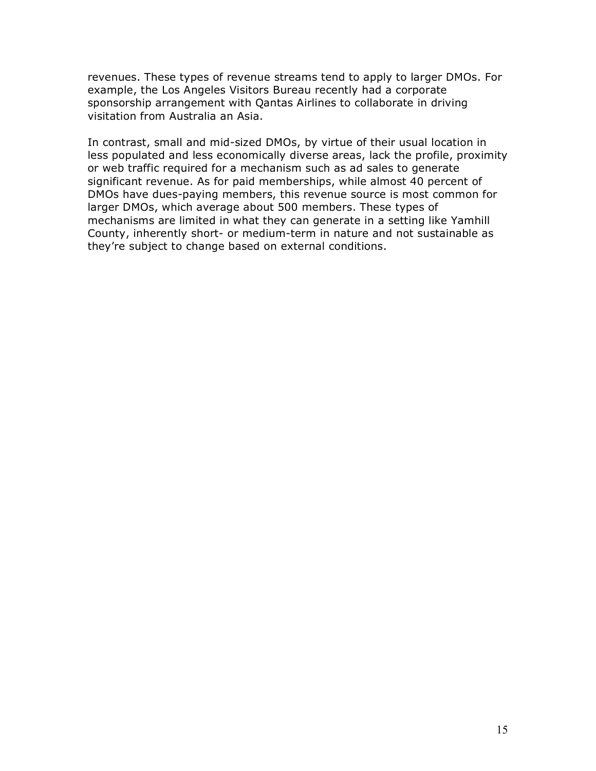revenues. These types of revenue streams tend to apply to larger DMOs. For example, the Los Angeles Visitors Bureau recently had a corporate sponsorship arrangement with Qantas Airlines to collaborate in driving visitation from Australia an Asia.

In contrast, small and mid-sized DMOs, by virtue of their usual location in less populated and less economically diverse areas, lack the profile, proximity or web traffic required for a mechanism such as ad sales to generate significant revenue. As for paid memberships, while almost 40 percent of DMOs have dues-paying members, this revenue source is most common for larger DMOs, which average about 500 members. These types of mechanisms are limited in what they can generate in a setting like Yamhill County, inherently short- or medium-term in nature and not sustainable as they're subject to change based on external conditions.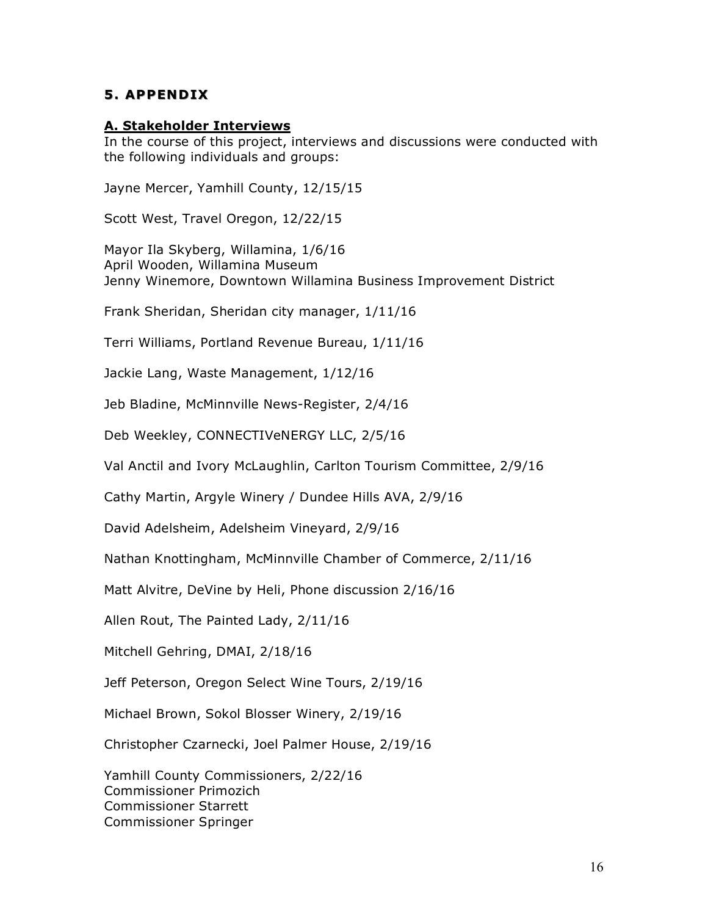# 5. APPENDIX

## A. Stakeholder Interviews

In the course of this project, interviews and discussions were conducted with the following individuals and groups:

Jayne Mercer, Yamhill County, 12/15/15

Scott West, Travel Oregon, 12/22/15

Mayor Ila Skyberg, Willamina, 1/6/16
April Wooden, Willamina Museum
Jenny Winemore, Downtown Willamina Business Improvement District

Frank Sheridan, Sheridan city manager, 1/11/16

Terri Williams, Portland Revenue Bureau, 1/11/16

Jackie Lang, Waste Management, 1/12/16

Jeb Bladine, McMinnville News-Register, 2/4/16

Deb Weekley, CONNECTIVeNERGY LLC, 2/5/16

Val Anctil and Ivory McLaughlin, Carlton Tourism Committee, 2/9/16

Cathy Martin, Argyle Winery / Dundee Hills AVA, 2/9/16

David Adelsheim, Adelsheim Vineyard, 2/9/16

Nathan Knottingham, McMinnville Chamber of Commerce, 2/11/16

Matt Alvitre, DeVine by Heli, Phone discussion 2/16/16

Allen Rout, The Painted Lady, 2/11/16

Mitchell Gehring, DMAI, 2/18/16

Jeff Peterson, Oregon Select Wine Tours, 2/19/16

Michael Brown, Sokol Blosser Winery, 2/19/16

Christopher Czarnecki, Joel Palmer House, 2/19/16

Yamhill County Commissioners, 2/22/16
Commissioner Primozich
Commissioner Starrett
Commissioner Springer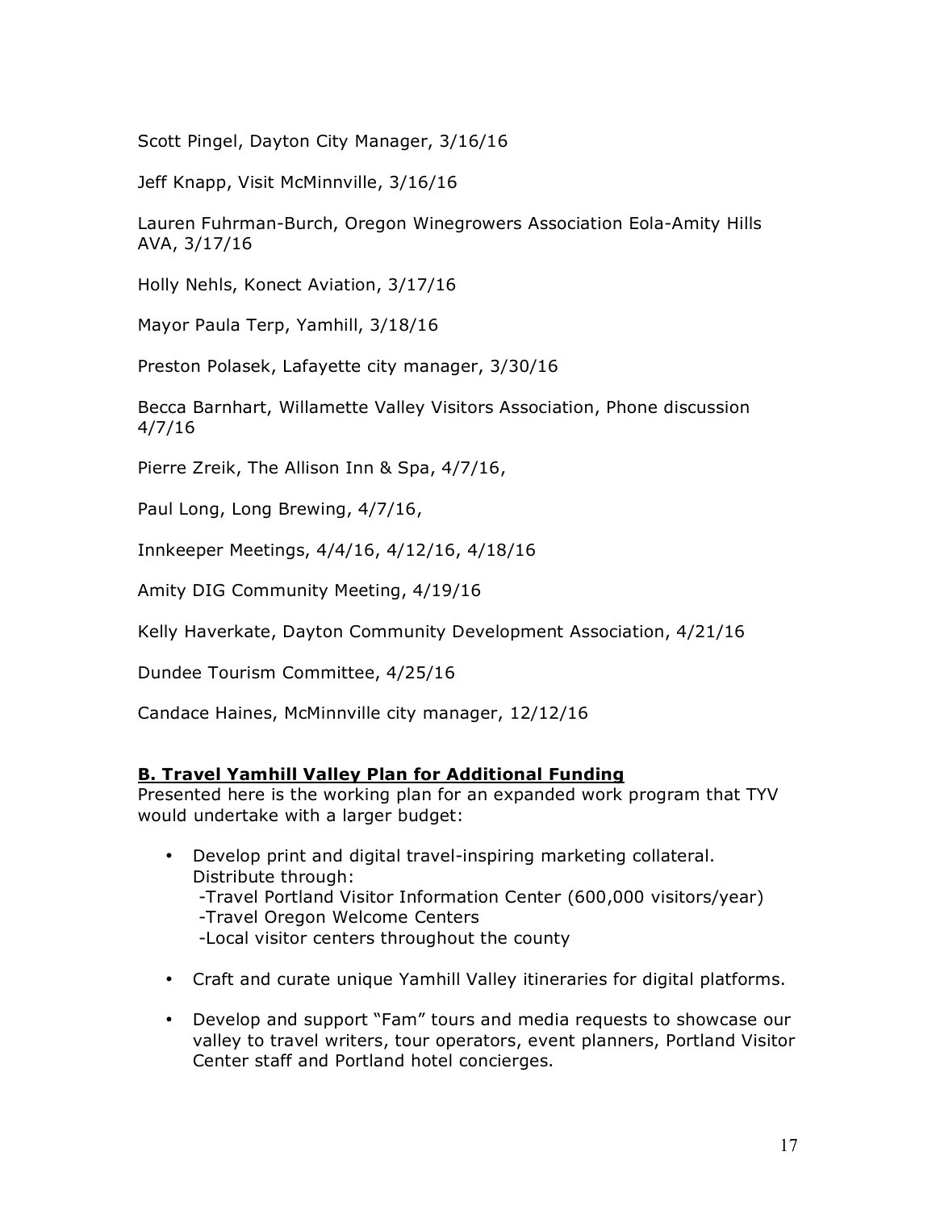Scott Pingel, Dayton City Manager, 3/16/16

Jeff Knapp, Visit McMinnville, 3/16/16

Lauren Fuhrman-Burch, Oregon Winegrowers Association Eola-Amity Hills AVA, 3/17/16

Holly Nehls, Konect Aviation, 3/17/16

Mayor Paula Terp, Yamhill, 3/18/16

Preston Polasek, Lafayette city manager, 3/30/16

Becca Barnhart, Willamette Valley Visitors Association, Phone discussion 4/7/16

Pierre Zreik, The Allison Inn & Spa, 4/7/16,

Paul Long, Long Brewing, 4/7/16,

Innkeeper Meetings, 4/4/16, 4/12/16, 4/18/16

Amity DIG Community Meeting, 4/19/16

Kelly Haverkate, Dayton Community Development Association, 4/21/16

Dundee Tourism Committee, 4/25/16

Candace Haines, McMinnville city manager, 12/12/16

## B. Travel Yamhill Valley Plan for Additional Funding

Presented here is the working plan for an expanded work program that TYV would undertake with a larger budget:

- Develop print and digital travel-inspiring marketing collateral. Distribute through:
  - Travel Portland Visitor Information Center (600,000 visitors/year)
  - Travel Oregon Welcome Centers
  - Local visitor centers throughout the county
- Craft and curate unique Yamhill Valley itineraries for digital platforms.
- Develop and support "Fam" tours and media requests to showcase our valley to travel writers, tour operators, event planners, Portland Visitor Center staff and Portland hotel concierges.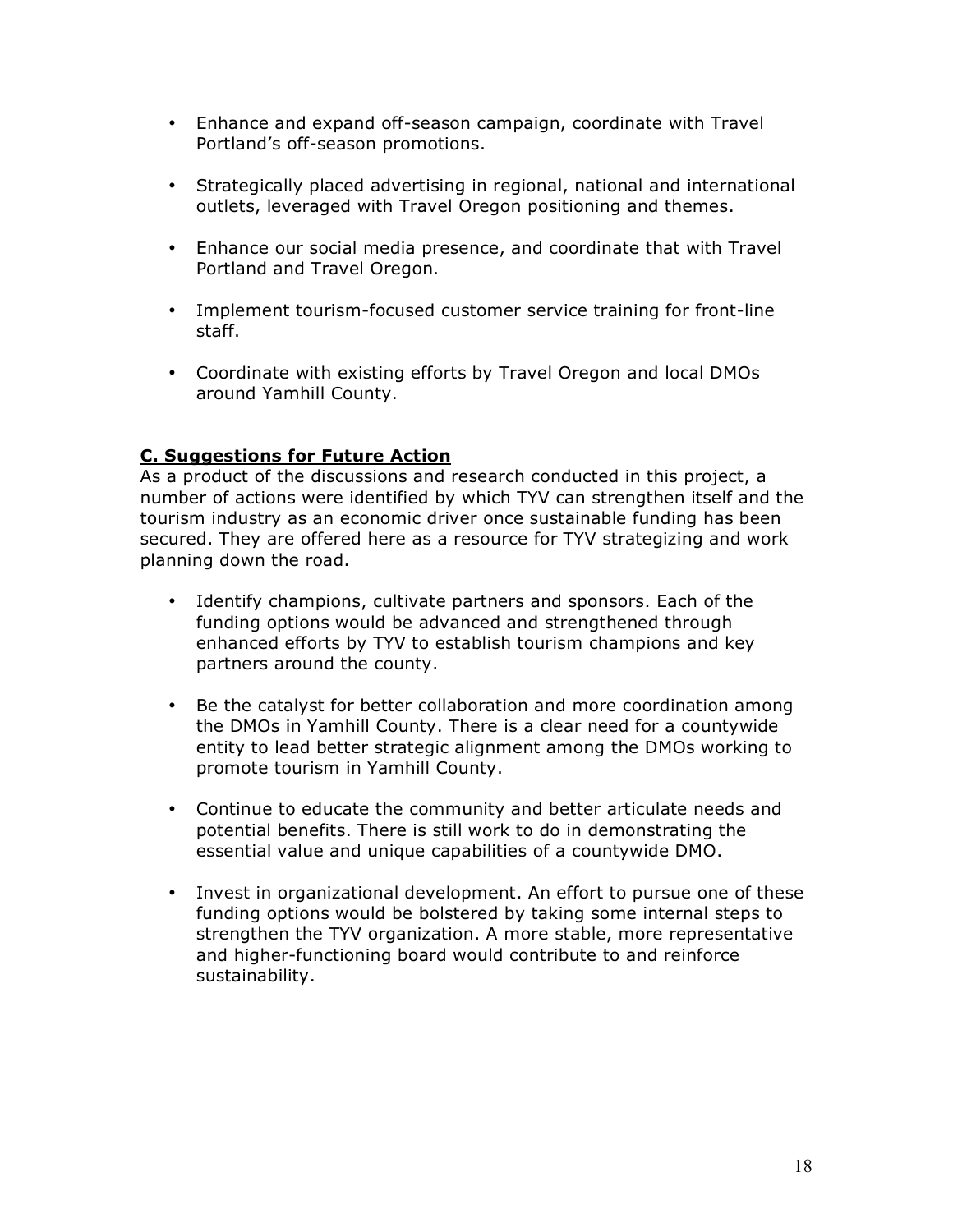- Enhance and expand off-season campaign, coordinate with Travel Portland's off-season promotions.

- Strategically placed advertising in regional, national and international outlets, leveraged with Travel Oregon positioning and themes.

- Enhance our social media presence, and coordinate that with Travel Portland and Travel Oregon.

- Implement tourism-focused customer service training for front-line staff.

- Coordinate with existing efforts by Travel Oregon and local DMOs around Yamhill County.

## C. Suggestions for Future Action

As a product of the discussions and research conducted in this project, a number of actions were identified by which TYV can strengthen itself and the tourism industry as an economic driver once sustainable funding has been secured. They are offered here as a resource for TYV strategizing and work planning down the road.

- Identify champions, cultivate partners and sponsors. Each of the funding options would be advanced and strengthened through enhanced efforts by TYV to establish tourism champions and key partners around the county.

- Be the catalyst for better collaboration and more coordination among the DMOs in Yamhill County. There is a clear need for a countywide entity to lead better strategic alignment among the DMOs working to promote tourism in Yamhill County.

- Continue to educate the community and better articulate needs and potential benefits. There is still work to do in demonstrating the essential value and unique capabilities of a countywide DMO.

- Invest in organizational development. An effort to pursue one of these funding options would be bolstered by taking some internal steps to strengthen the TYV organization. A more stable, more representative and higher-functioning board would contribute to and reinforce sustainability.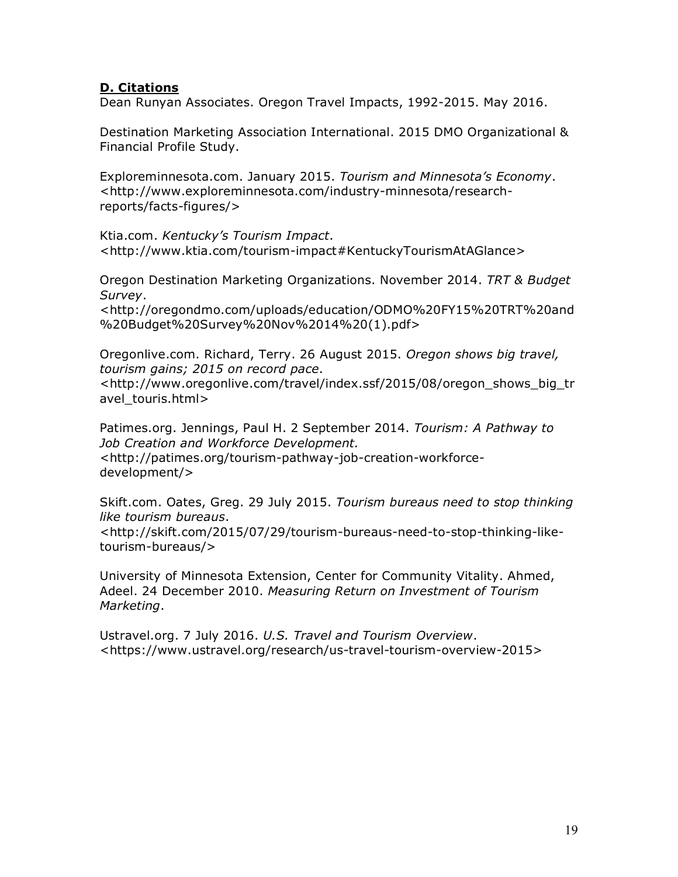## **D. Citations**

Dean Runyan Associates. Oregon Travel Impacts, 1992-2015. May 2016.

Destination Marketing Association International. 2015 DMO Organizational & Financial Profile Study.

Exploreminnesota.com. January 2015. *Tourism and Minnesota's Economy*. <http://www.exploreminnesota.com/industry-minnesota/research-reports/facts-figures/>

Ktia.com. *Kentucky's Tourism Impact*. <http://www.ktia.com/tourism-impact#KentuckyTourismAtAGlance>

Oregon Destination Marketing Organizations. November 2014. *TRT & Budget Survey*. <http://oregondmo.com/uploads/education/ODMO%20FY15%20TRT%20and%20Budget%20Survey%20Nov%2014%20(1).pdf>

Oregonlive.com. Richard, Terry. 26 August 2015. *Oregon shows big travel, tourism gains; 2015 on record pace*. <http://www.oregonlive.com/travel/index.ssf/2015/08/oregon_shows_big_travel_touris.html>

Patimes.org. Jennings, Paul H. 2 September 2014. *Tourism: A Pathway to Job Creation and Workforce Development.* <http://patimes.org/tourism-pathway-job-creation-workforce-development/>

Skift.com. Oates, Greg. 29 July 2015. *Tourism bureaus need to stop thinking like tourism bureaus*. <http://skift.com/2015/07/29/tourism-bureaus-need-to-stop-thinking-like-tourism-bureaus/>

University of Minnesota Extension, Center for Community Vitality. Ahmed, Adeel. 24 December 2010. *Measuring Return on Investment of Tourism Marketing*.

Ustravel.org. 7 July 2016. *U.S. Travel and Tourism Overview*. <https://www.ustravel.org/research/us-travel-tourism-overview-2015>